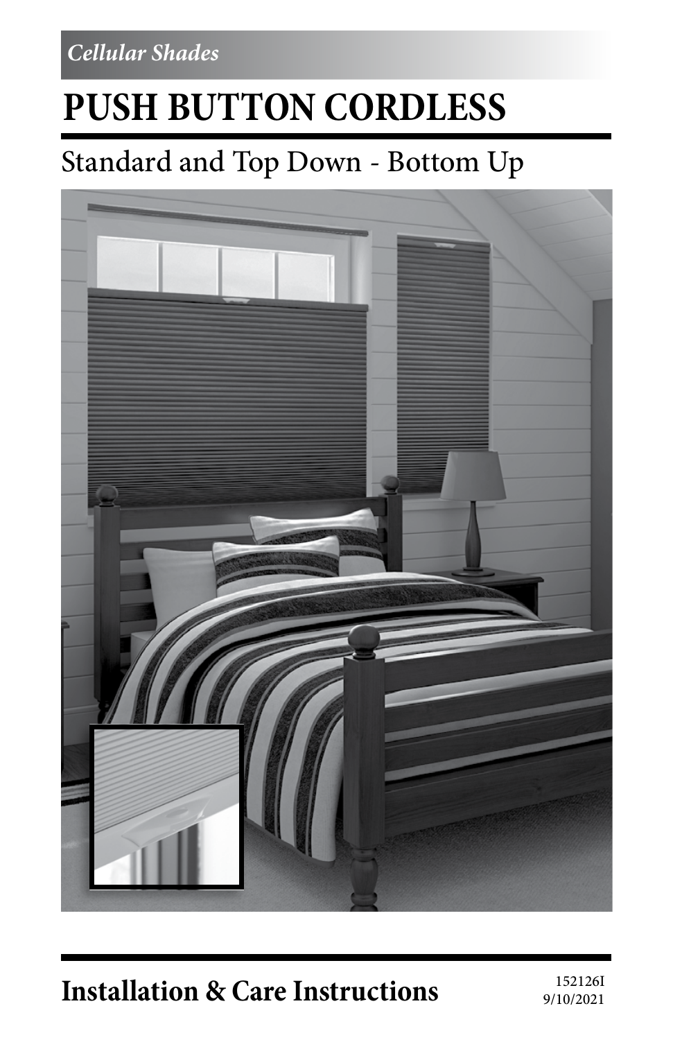*Cellular Shades*

# PUSH BUTTON CORDLESS

## Standard and Top Down - Bottom Up

## Installation & Care Instructions

152126I
9/10/2021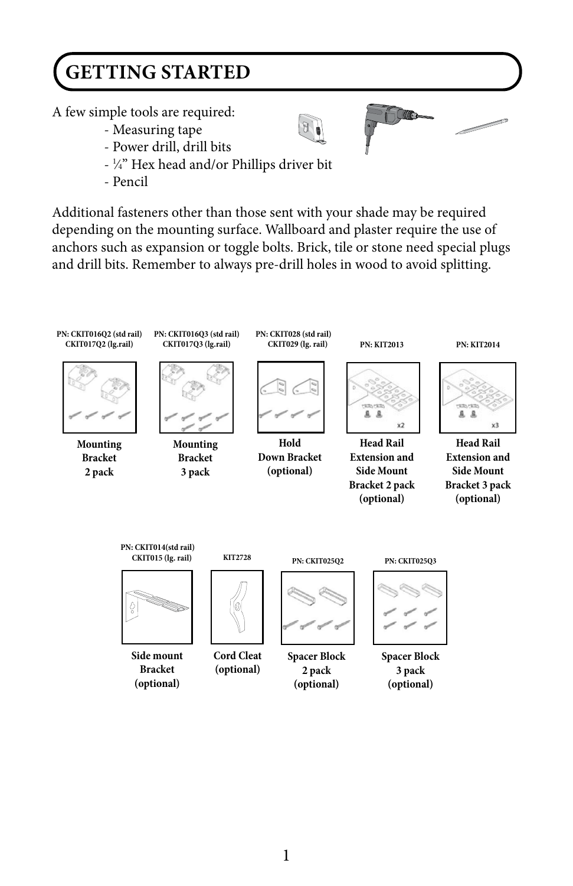# GETTING STARTED

A few simple tools are required:

- Measuring tape
- Power drill, drill bits
- ¼" Hex head and/or Phillips driver bit
- Pencil

Additional fasteners other than those sent with your shade may be required depending on the mounting surface. Wallboard and plaster require the use of anchors such as expansion or toggle bolts. Brick, tile or stone need special plugs and drill bits. Remember to always pre-drill holes in wood to avoid splitting.

PN: CKIT016Q2 (std rail) CKIT017Q2 (lg.rail)

**Mounting Bracket 2 pack**

PN: CKIT016Q3 (std rail) CKIT017Q3 (lg.rail)

**Mounting Bracket 3 pack**

PN: CKIT028 (std rail) CKIT029 (lg. rail)

**Hold Down Bracket (optional)**

PN: KIT2013

**Head Rail Extension and Side Mount Bracket 2 pack (optional)**

PN: KIT2014

**Head Rail Extension and Side Mount Bracket 3 pack (optional)**

PN: CKIT014(std rail) CKIT015 (lg. rail)

**Side mount Bracket (optional)**

KIT2728

**Cord Cleat (optional)**

PN: CKIT025Q2

**Spacer Block 2 pack (optional)**

PN: CKIT025Q3

**Spacer Block 3 pack (optional)**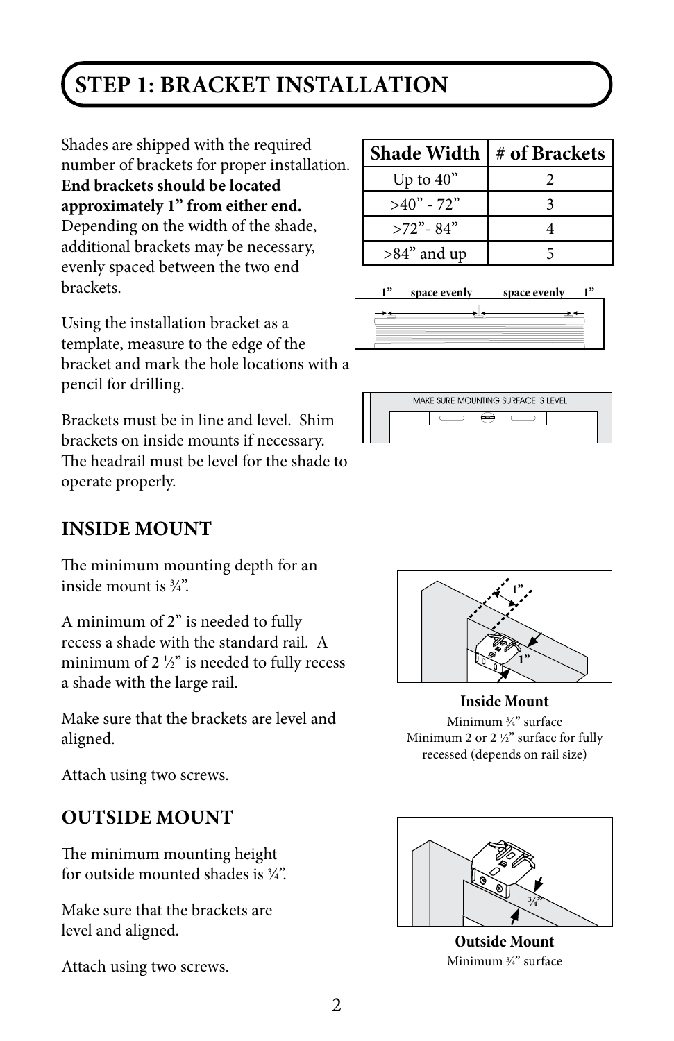# STEP 1: BRACKET INSTALLATION

Shades are shipped with the required number of brackets for proper installation. **End brackets should be located approximately 1" from either end.** Depending on the width of the shade, additional brackets may be necessary, evenly spaced between the two end brackets.

| Shade Width | # of Brackets |
|---|---|
| Up to 40" | 2 |
| >40" - 72" | 3 |
| >72"- 84" | 4 |
| >84" and up | 5 |

1" space evenly space evenly 1"

Using the installation bracket as a template, measure to the edge of the bracket and mark the hole locations with a pencil for drilling.

MAKE SURE MOUNTING SURFACE IS LEVEL

Brackets must be in line and level. Shim brackets on inside mounts if necessary. The headrail must be level for the shade to operate properly.

## INSIDE MOUNT

The minimum mounting depth for an inside mount is ¾".

A minimum of 2" is needed to fully recess a shade with the standard rail. A minimum of 2 ½" is needed to fully recess a shade with the large rail.

Make sure that the brackets are level and aligned.

Attach using two screws.

1"

1"

**Inside Mount**

Minimum ¾" surface
Minimum 2 or 2 ½" surface for fully recessed (depends on rail size)

## OUTSIDE MOUNT

The minimum mounting height for outside mounted shades is ¾".

Make sure that the brackets are level and aligned.

Attach using two screws.

¾"

**Outside Mount**

Minimum ¾" surface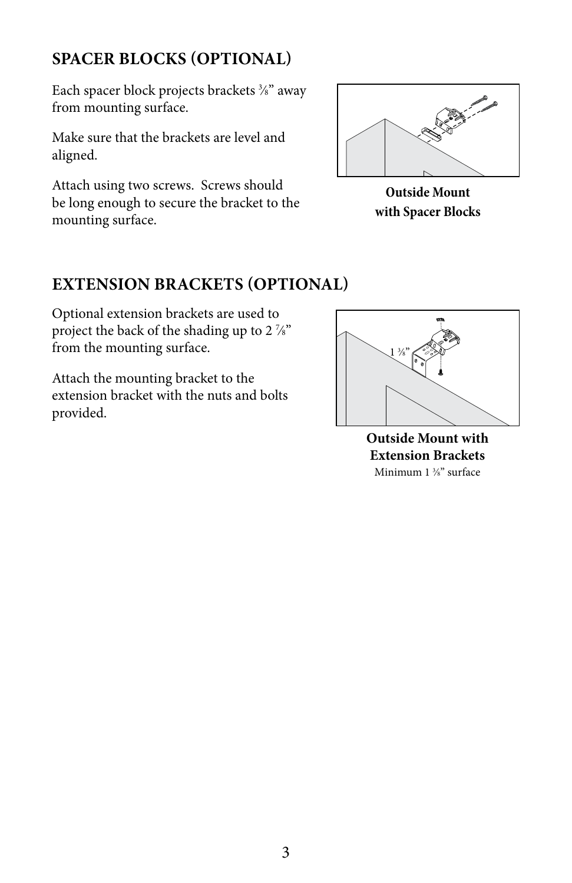## SPACER BLOCKS (OPTIONAL)

Each spacer block projects brackets ⅜" away from mounting surface.

Make sure that the brackets are level and aligned.

Attach using two screws. Screws should be long enough to secure the bracket to the mounting surface.

**Outside Mount with Spacer Blocks**

## EXTENSION BRACKETS (OPTIONAL)

Optional extension brackets are used to project the back of the shading up to 2 ⅞" from the mounting surface.

Attach the mounting bracket to the extension bracket with the nuts and bolts provided.

1 ⅜"

**Outside Mount with Extension Brackets**

Minimum 1 ⅜" surface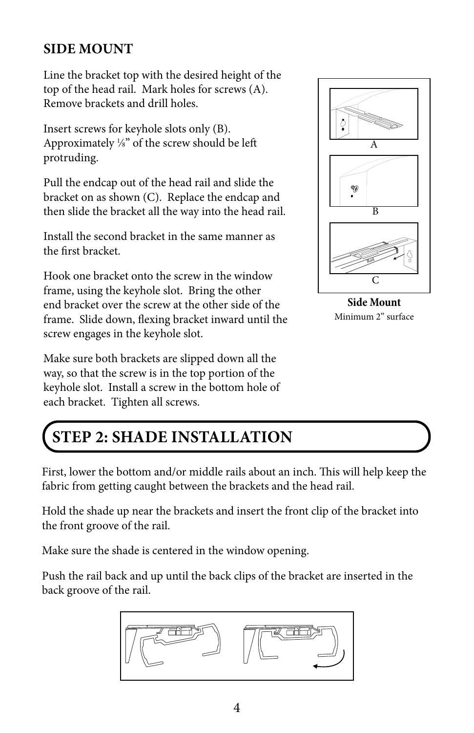## SIDE MOUNT

Line the bracket top with the desired height of the top of the head rail. Mark holes for screws (A). Remove brackets and drill holes.

Insert screws for keyhole slots only (B). Approximately ⅛" of the screw should be left protruding.

Pull the endcap out of the head rail and slide the bracket on as shown (C). Replace the endcap and then slide the bracket all the way into the head rail.

Install the second bracket in the same manner as the first bracket.

Hook one bracket onto the screw in the window frame, using the keyhole slot. Bring the other end bracket over the screw at the other side of the frame. Slide down, flexing bracket inward until the screw engages in the keyhole slot.

Make sure both brackets are slipped down all the way, so that the screw is in the top portion of the keyhole slot. Install a screw in the bottom hole of each bracket. Tighten all screws.

A

B

C

**Side Mount**
Minimum 2" surface

# STEP 2: SHADE INSTALLATION

First, lower the bottom and/or middle rails about an inch. This will help keep the fabric from getting caught between the brackets and the head rail.

Hold the shade up near the brackets and insert the front clip of the bracket into the front groove of the rail.

Make sure the shade is centered in the window opening.

Push the rail back and up until the back clips of the bracket are inserted in the back groove of the rail.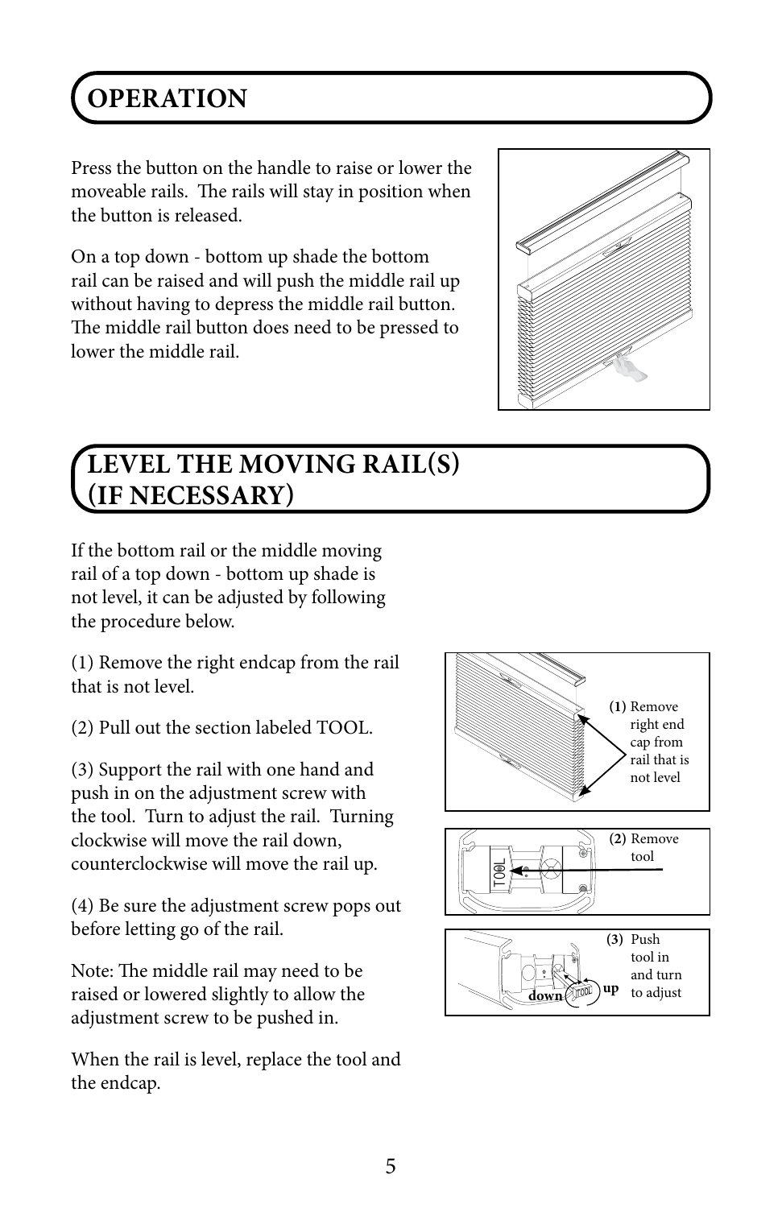## OPERATION

Press the button on the handle to raise or lower the moveable rails. The rails will stay in position when the button is released.

On a top down - bottom up shade the bottom rail can be raised and will push the middle rail up without having to depress the middle rail button. The middle rail button does need to be pressed to lower the middle rail.

## LEVEL THE MOVING RAIL(S) (IF NECESSARY)

If the bottom rail or the middle moving rail of a top down - bottom up shade is not level, it can be adjusted by following the procedure below.

(1) Remove the right endcap from the rail that is not level.

(2) Pull out the section labeled TOOL.

(3) Support the rail with one hand and push in on the adjustment screw with the tool. Turn to adjust the rail. Turning clockwise will move the rail down, counterclockwise will move the rail up.

(4) Be sure the adjustment screw pops out before letting go of the rail.

Note: The middle rail may need to be raised or lowered slightly to allow the adjustment screw to be pushed in.

When the rail is level, replace the tool and the endcap.

**(1)** Remove right end cap from rail that is not level

**(2)** Remove tool

**(3)** Push tool in and turn to adjust

down up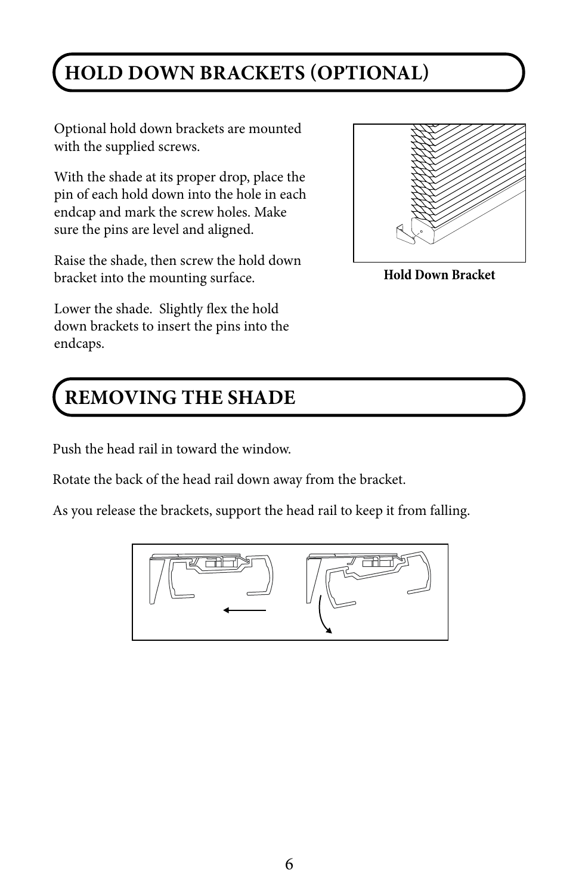## HOLD DOWN BRACKETS (OPTIONAL)

Optional hold down brackets are mounted with the supplied screws.

With the shade at its proper drop, place the pin of each hold down into the hole in each endcap and mark the screw holes. Make sure the pins are level and aligned.

Raise the shade, then screw the hold down bracket into the mounting surface.

Lower the shade. Slightly flex the hold down brackets to insert the pins into the endcaps.

**Hold Down Bracket**

## REMOVING THE SHADE

Push the head rail in toward the window.

Rotate the back of the head rail down away from the bracket.

As you release the brackets, support the head rail to keep it from falling.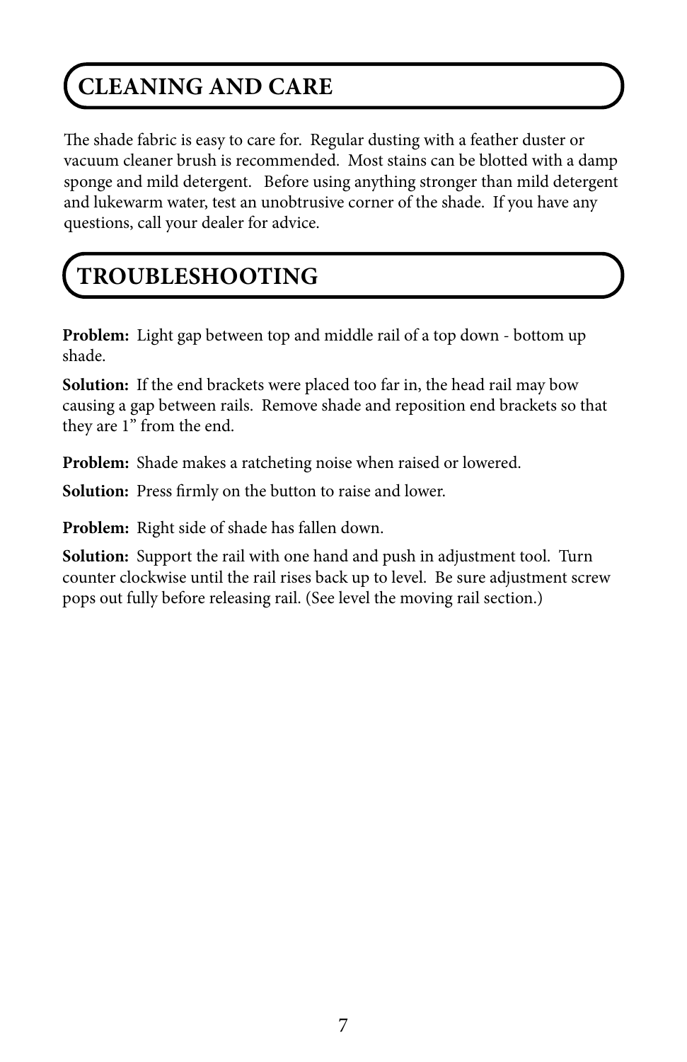## CLEANING AND CARE

The shade fabric is easy to care for. Regular dusting with a feather duster or vacuum cleaner brush is recommended. Most stains can be blotted with a damp sponge and mild detergent. Before using anything stronger than mild detergent and lukewarm water, test an unobtrusive corner of the shade. If you have any questions, call your dealer for advice.

## TROUBLESHOOTING

**Problem:** Light gap between top and middle rail of a top down - bottom up shade.

**Solution:** If the end brackets were placed too far in, the head rail may bow causing a gap between rails. Remove shade and reposition end brackets so that they are 1" from the end.

**Problem:** Shade makes a ratcheting noise when raised or lowered.

**Solution:** Press firmly on the button to raise and lower.

**Problem:** Right side of shade has fallen down.

**Solution:** Support the rail with one hand and push in adjustment tool. Turn counter clockwise until the rail rises back up to level. Be sure adjustment screw pops out fully before releasing rail. (See level the moving rail section.)